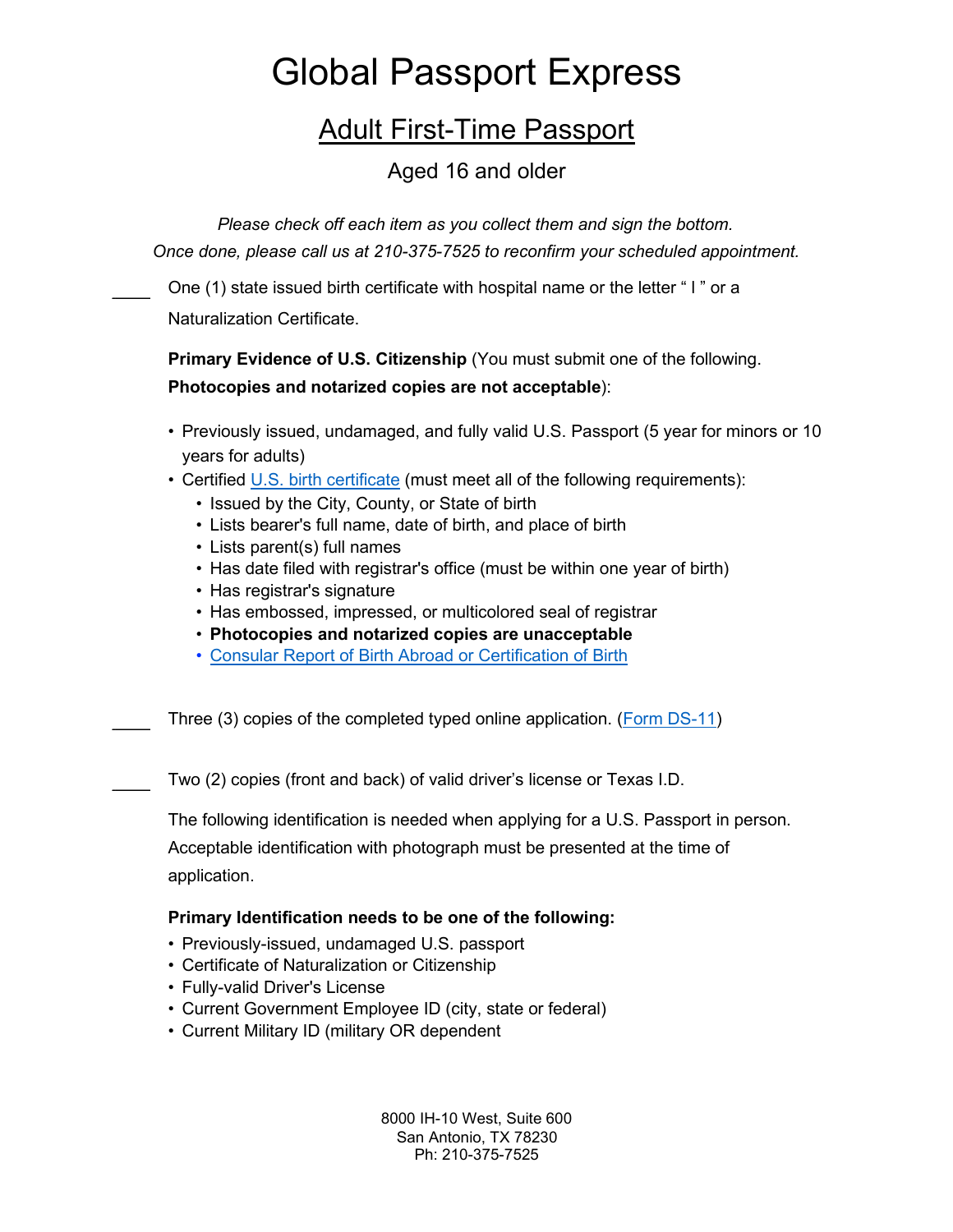# Global Passport Express

## Adult First-Time Passport

### Aged 16 and older

*Please check off each item as you collect them and sign the bottom.*
*Once done, please call us at 210-375-7525 to reconfirm your scheduled appointment.*

____ One (1) state issued birth certificate with hospital name or the letter " I " or a Naturalization Certificate.

**Primary Evidence of U.S. Citizenship** (You must submit one of the following. **Photocopies and notarized copies are not acceptable**):

- Previously issued, undamaged, and fully valid U.S. Passport (5 year for minors or 10 years for adults)
- Certified U.S. birth certificate (must meet all of the following requirements):
  - Issued by the City, County, or State of birth
  - Lists bearer's full name, date of birth, and place of birth
  - Lists parent(s) full names
  - Has date filed with registrar's office (must be within one year of birth)
  - Has registrar's signature
  - Has embossed, impressed, or multicolored seal of registrar
  - **Photocopies and notarized copies are unacceptable**
  - Consular Report of Birth Abroad or Certification of Birth

____ Three (3) copies of the completed typed online application. (Form DS-11)

____ Two (2) copies (front and back) of valid driver's license or Texas I.D.

The following identification is needed when applying for a U.S. Passport in person. Acceptable identification with photograph must be presented at the time of application.

**Primary Identification needs to be one of the following:**

- Previously-issued, undamaged U.S. passport
- Certificate of Naturalization or Citizenship
- Fully-valid Driver's License
- Current Government Employee ID (city, state or federal)
- Current Military ID (military OR dependent

8000 IH-10 West, Suite 600
San Antonio, TX 78230
Ph: 210-375-7525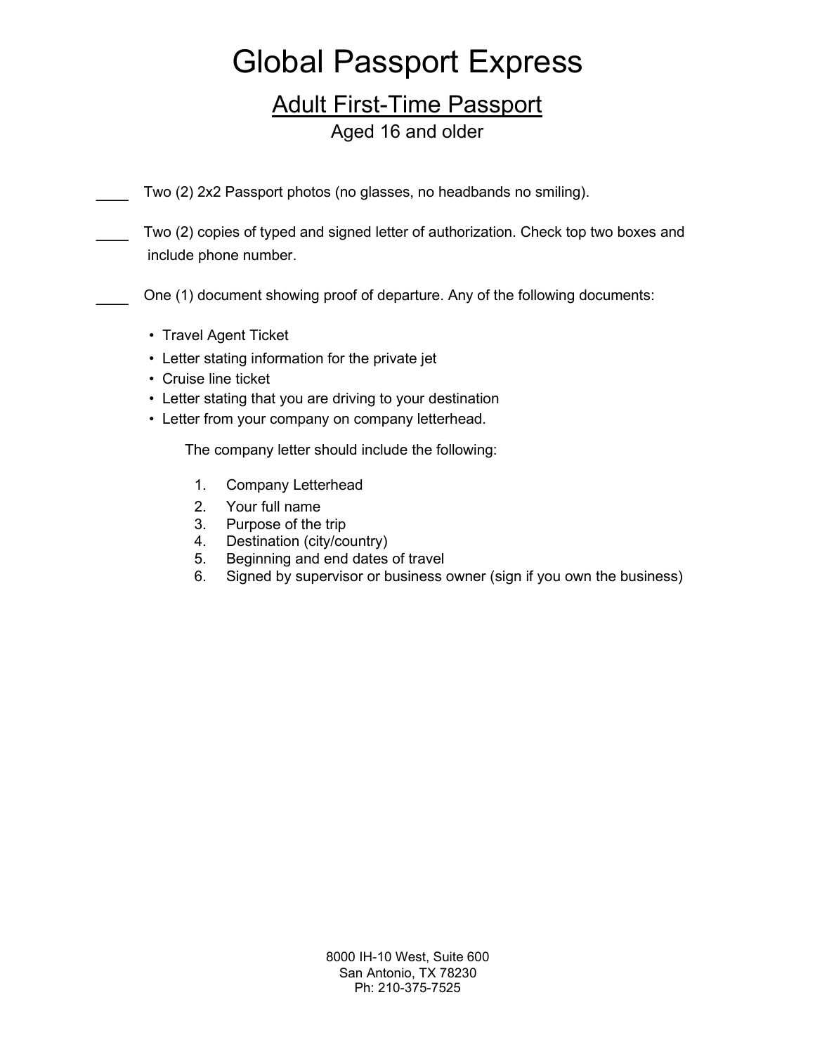# Global Passport Express

## Adult First-Time Passport

Aged 16 and older

____ Two (2) 2x2 Passport photos (no glasses, no headbands no smiling).

____ Two (2) copies of typed and signed letter of authorization. Check top two boxes and include phone number.

____ One (1) document showing proof of departure. Any of the following documents:

- Travel Agent Ticket
- Letter stating information for the private jet
- Cruise line ticket
- Letter stating that you are driving to your destination
- Letter from your company on company letterhead.

The company letter should include the following:

1. Company Letterhead
2. Your full name
3. Purpose of the trip
4. Destination (city/country)
5. Beginning and end dates of travel
6. Signed by supervisor or business owner (sign if you own the business)

8000 IH-10 West, Suite 600
San Antonio, TX 78230
Ph: 210-375-7525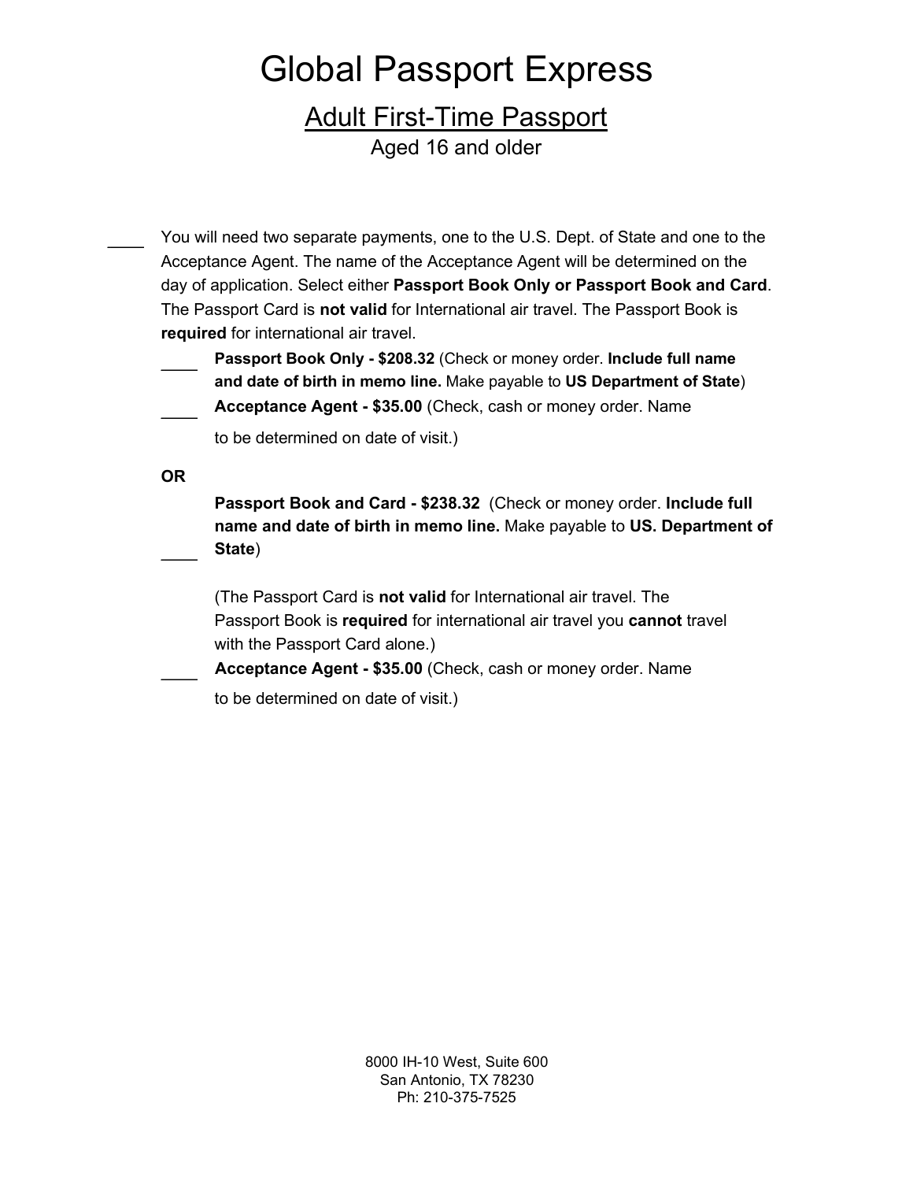# Global Passport Express

## Adult First-Time Passport

Aged 16 and older

____ You will need two separate payments, one to the U.S. Dept. of State and one to the Acceptance Agent. The name of the Acceptance Agent will be determined on the day of application. Select either **Passport Book Only or Passport Book and Card**. The Passport Card is **not valid** for International air travel. The Passport Book is **required** for international air travel.

- ____ **Passport Book Only - $208.32** (Check or money order. **Include full name and date of birth in memo line.** Make payable to **US Department of State**)
- ____ **Acceptance Agent - $35.00** (Check, cash or money order. Name to be determined on date of visit.)

**OR**

- ____ **Passport Book and Card - $238.32** (Check or money order. **Include full name and date of birth in memo line.** Make payable to **US. Department of State**)

  (The Passport Card is **not valid** for International air travel. The Passport Book is **required** for international air travel you **cannot** travel with the Passport Card alone.)
- ____ **Acceptance Agent - $35.00** (Check, cash or money order. Name to be determined on date of visit.)

8000 IH-10 West, Suite 600
San Antonio, TX 78230
Ph: 210-375-7525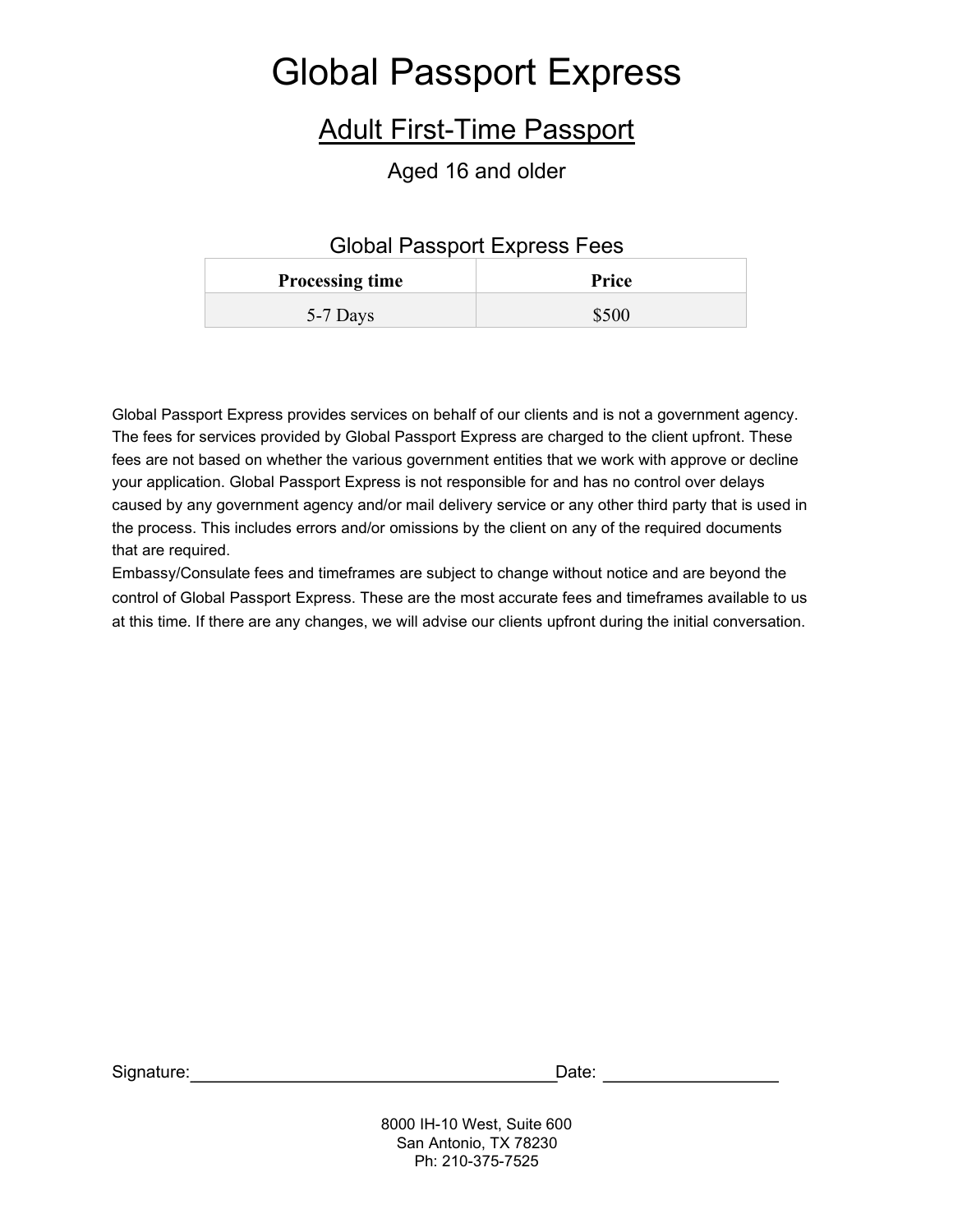# Global Passport Express

## Adult First-Time Passport

### Aged 16 and older

### Global Passport Express Fees

| Processing time | Price |
|---|---|
| 5-7 Days | $500 |

Global Passport Express provides services on behalf of our clients and is not a government agency. The fees for services provided by Global Passport Express are charged to the client upfront. These fees are not based on whether the various government entities that we work with approve or decline your application. Global Passport Express is not responsible for and has no control over delays caused by any government agency and/or mail delivery service or any other third party that is used in the process. This includes errors and/or omissions by the client on any of the required documents that are required.

Embassy/Consulate fees and timeframes are subject to change without notice and are beyond the control of Global Passport Express. These are the most accurate fees and timeframes available to us at this time. If there are any changes, we will advise our clients upfront during the initial conversation.

Signature:______________________________________Date: __________________

8000 IH-10 West, Suite 600
San Antonio, TX 78230
Ph: 210-375-7525